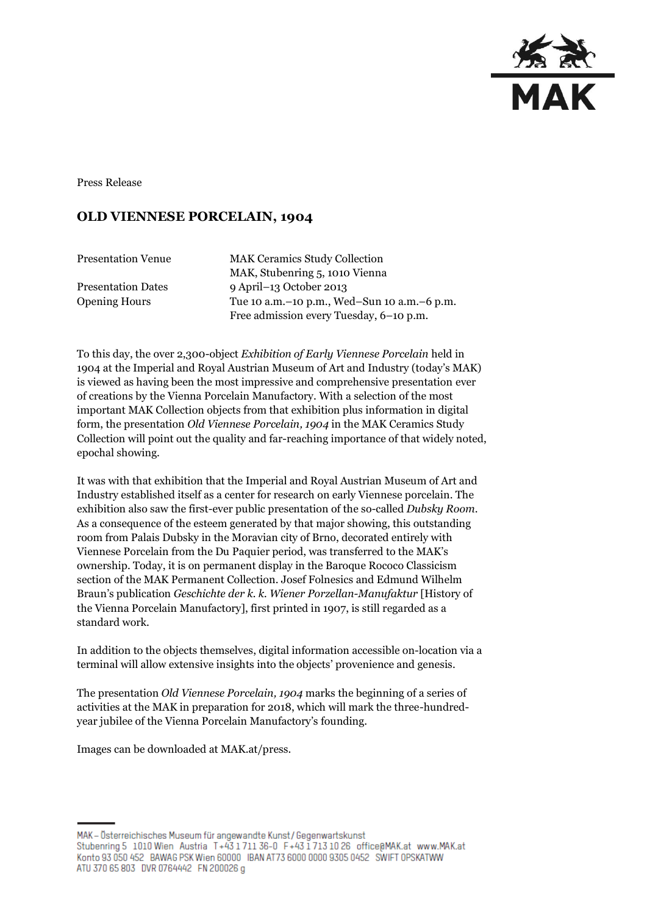Press Release

# OLD VIENNESE PORCELAIN, 1904

| | |
|---|---|
| Presentation Venue | MAK Ceramics Study Collection<br>MAK, Stubenring 5, 1010 Vienna |
| Presentation Dates | 9 April–13 October 2013 |
| Opening Hours | Tue 10 a.m.–10 p.m., Wed–Sun 10 a.m.–6 p.m.<br>Free admission every Tuesday, 6–10 p.m. |

To this day, the over 2,300-object *Exhibition of Early Viennese Porcelain* held in 1904 at the Imperial and Royal Austrian Museum of Art and Industry (today's MAK) is viewed as having been the most impressive and comprehensive presentation ever of creations by the Vienna Porcelain Manufactory. With a selection of the most important MAK Collection objects from that exhibition plus information in digital form, the presentation *Old Viennese Porcelain, 1904* in the MAK Ceramics Study Collection will point out the quality and far-reaching importance of that widely noted, epochal showing.

It was with that exhibition that the Imperial and Royal Austrian Museum of Art and Industry established itself as a center for research on early Viennese porcelain. The exhibition also saw the first-ever public presentation of the so-called *Dubsky Room*. As a consequence of the esteem generated by that major showing, this outstanding room from Palais Dubsky in the Moravian city of Brno, decorated entirely with Viennese Porcelain from the Du Paquier period, was transferred to the MAK's ownership. Today, it is on permanent display in the Baroque Rococo Classicism section of the MAK Permanent Collection. Josef Folnesics and Edmund Wilhelm Braun's publication *Geschichte der k. k. Wiener Porzellan-Manufaktur* [History of the Vienna Porcelain Manufactory], first printed in 1907, is still regarded as a standard work.

In addition to the objects themselves, digital information accessible on-location via a terminal will allow extensive insights into the objects' provenience and genesis.

The presentation *Old Viennese Porcelain, 1904* marks the beginning of a series of activities at the MAK in preparation for 2018, which will mark the three-hundred-year jubilee of the Vienna Porcelain Manufactory's founding.

Images can be downloaded at MAK.at/press.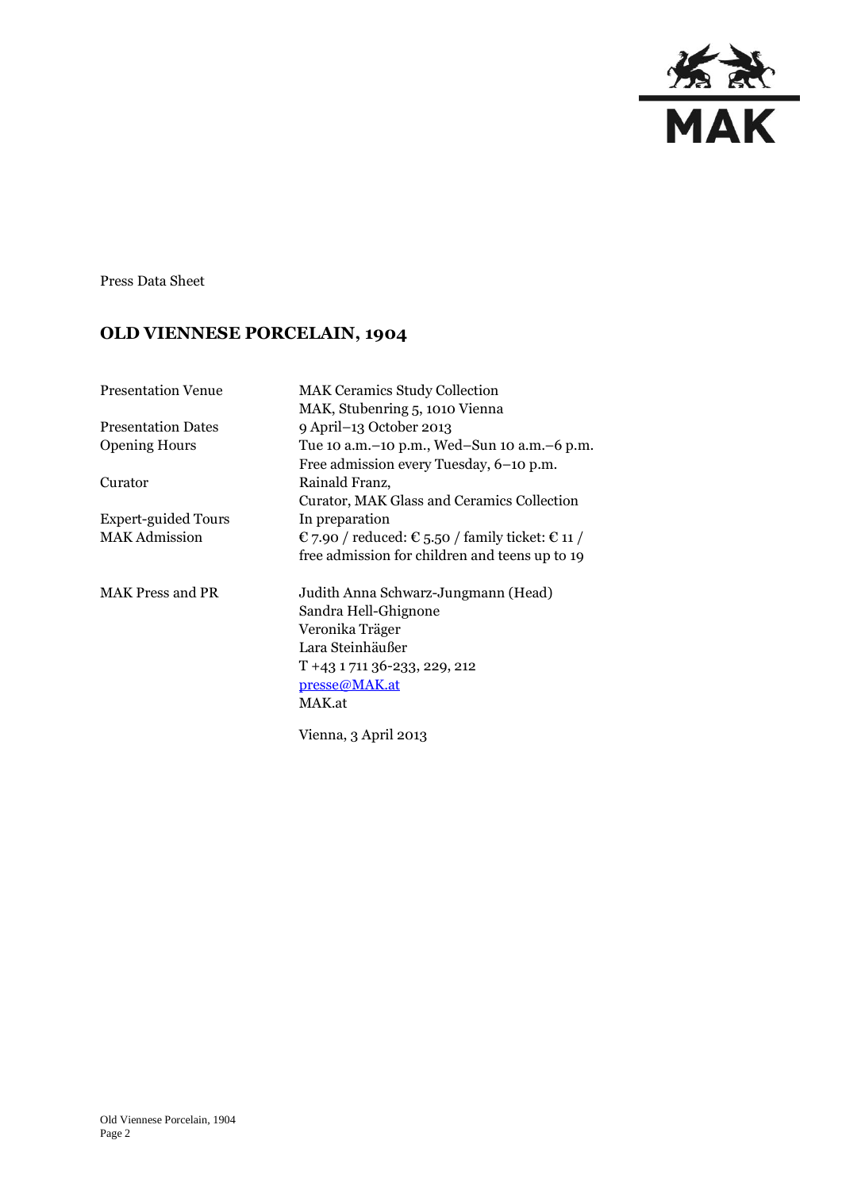Press Data Sheet

# OLD VIENNESE PORCELAIN, 1904

| | |
|---|---|
| Presentation Venue | MAK Ceramics Study Collection<br>MAK, Stubenring 5, 1010 Vienna |
| Presentation Dates | 9 April–13 October 2013 |
| Opening Hours | Tue 10 a.m.–10 p.m., Wed–Sun 10 a.m.–6 p.m.<br>Free admission every Tuesday, 6–10 p.m. |
| Curator | Rainald Franz,<br>Curator, MAK Glass and Ceramics Collection |
| Expert-guided Tours | In preparation |
| MAK Admission | € 7.90 / reduced: € 5.50 / family ticket: € 11 /<br>free admission for children and teens up to 19 |
| MAK Press and PR | Judith Anna Schwarz-Jungmann (Head)<br>Sandra Hell-Ghignone<br>Veronika Träger<br>Lara Steinhäußer<br>T +43 1 711 36-233, 229, 212<br>presse@MAK.at<br>MAK.at |

Vienna, 3 April 2013